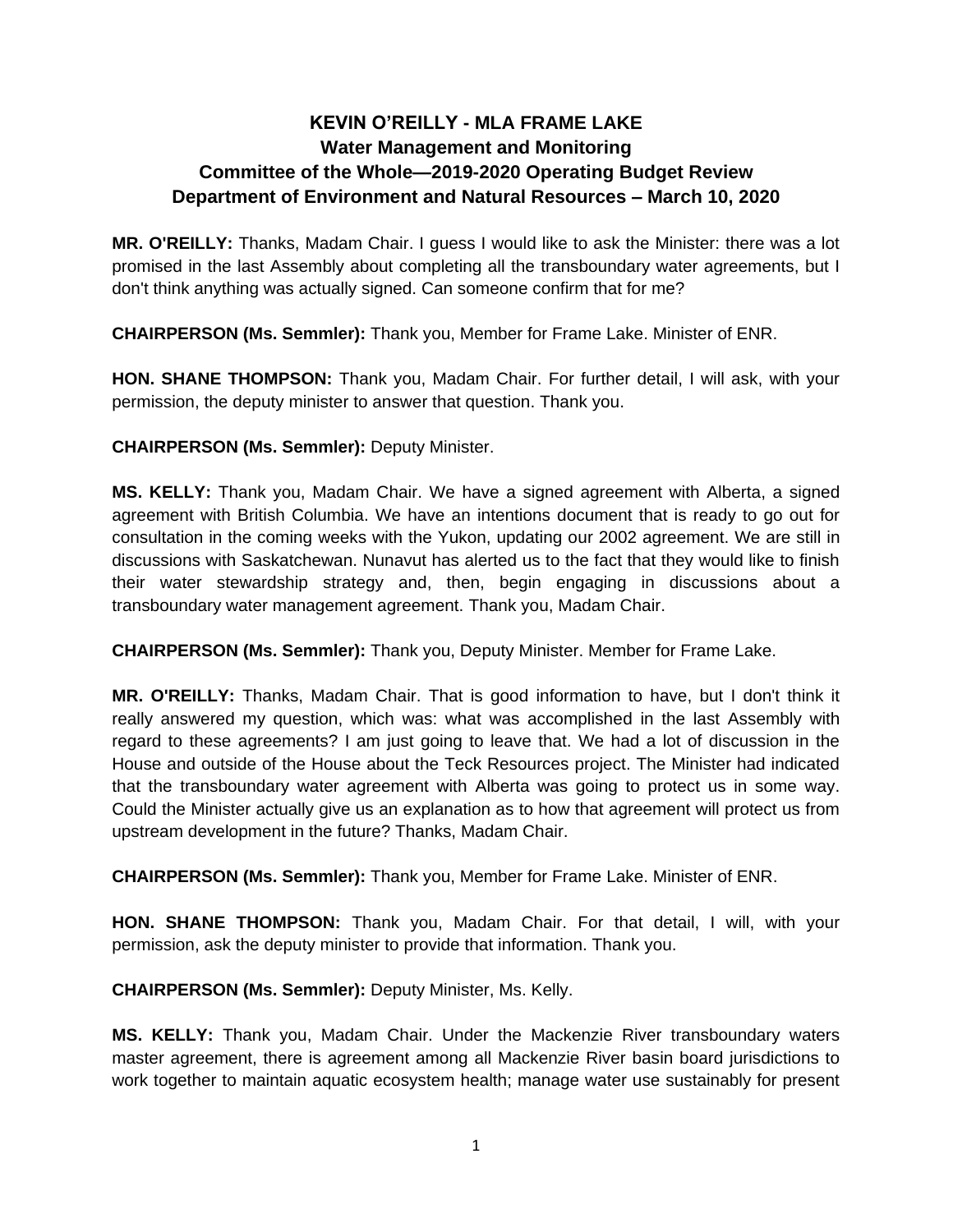# KEVIN O'REILLY - MLA FRAME LAKE
## Water Management and Monitoring
## Committee of the Whole—2019-2020 Operating Budget Review
## Department of Environment and Natural Resources – March 10, 2020

**MR. O'REILLY:** Thanks, Madam Chair. I guess I would like to ask the Minister: there was a lot promised in the last Assembly about completing all the transboundary water agreements, but I don't think anything was actually signed. Can someone confirm that for me?

**CHAIRPERSON (Ms. Semmler):** Thank you, Member for Frame Lake. Minister of ENR.

**HON. SHANE THOMPSON:** Thank you, Madam Chair. For further detail, I will ask, with your permission, the deputy minister to answer that question. Thank you.

**CHAIRPERSON (Ms. Semmler):** Deputy Minister.

**MS. KELLY:** Thank you, Madam Chair. We have a signed agreement with Alberta, a signed agreement with British Columbia. We have an intentions document that is ready to go out for consultation in the coming weeks with the Yukon, updating our 2002 agreement. We are still in discussions with Saskatchewan. Nunavut has alerted us to the fact that they would like to finish their water stewardship strategy and, then, begin engaging in discussions about a transboundary water management agreement. Thank you, Madam Chair.

**CHAIRPERSON (Ms. Semmler):** Thank you, Deputy Minister. Member for Frame Lake.

**MR. O'REILLY:** Thanks, Madam Chair. That is good information to have, but I don't think it really answered my question, which was: what was accomplished in the last Assembly with regard to these agreements? I am just going to leave that. We had a lot of discussion in the House and outside of the House about the Teck Resources project. The Minister had indicated that the transboundary water agreement with Alberta was going to protect us in some way. Could the Minister actually give us an explanation as to how that agreement will protect us from upstream development in the future? Thanks, Madam Chair.

**CHAIRPERSON (Ms. Semmler):** Thank you, Member for Frame Lake. Minister of ENR.

**HON. SHANE THOMPSON:** Thank you, Madam Chair. For that detail, I will, with your permission, ask the deputy minister to provide that information. Thank you.

**CHAIRPERSON (Ms. Semmler):** Deputy Minister, Ms. Kelly.

**MS. KELLY:** Thank you, Madam Chair. Under the Mackenzie River transboundary waters master agreement, there is agreement among all Mackenzie River basin board jurisdictions to work together to maintain aquatic ecosystem health; manage water use sustainably for present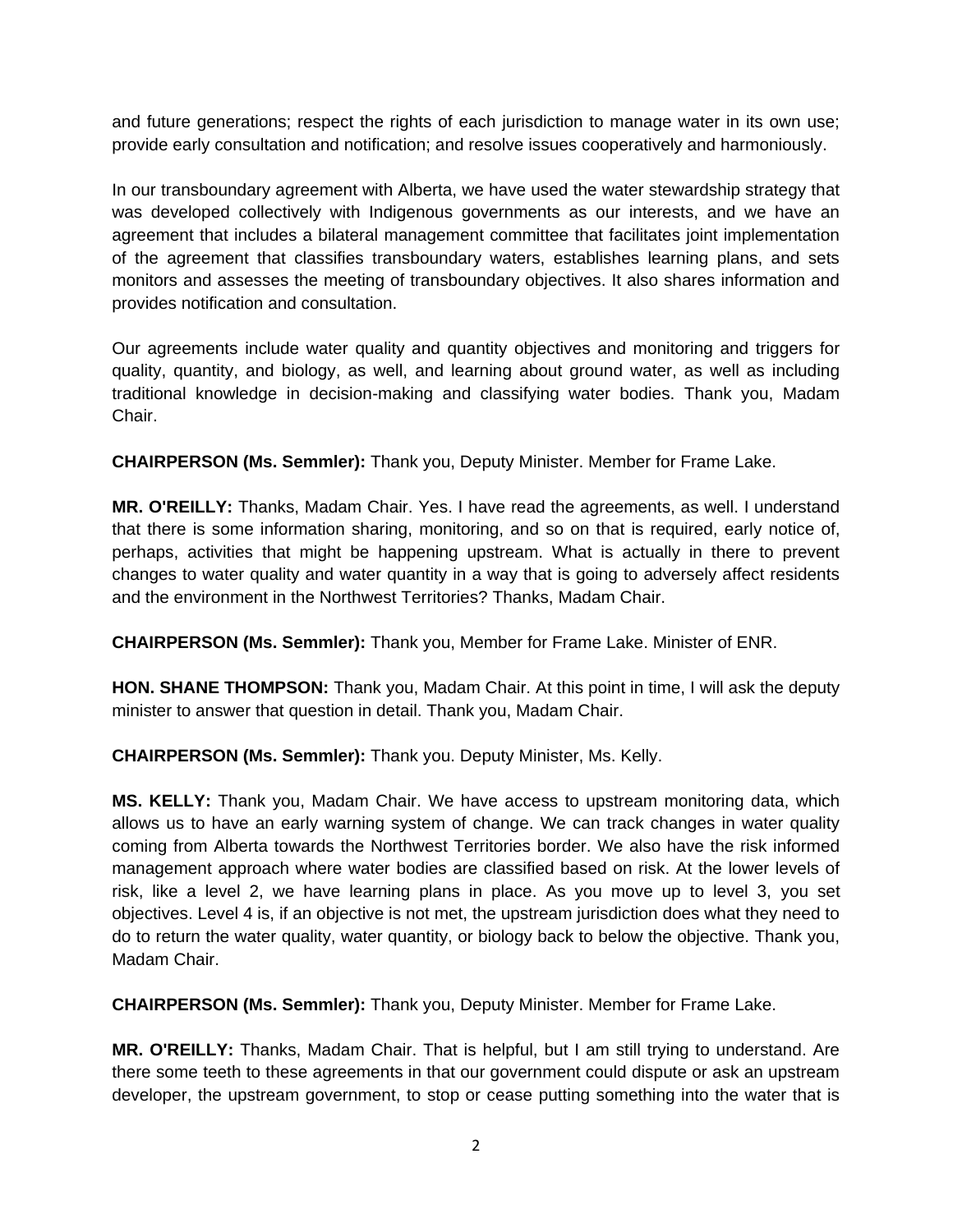and future generations; respect the rights of each jurisdiction to manage water in its own use; provide early consultation and notification; and resolve issues cooperatively and harmoniously.

In our transboundary agreement with Alberta, we have used the water stewardship strategy that was developed collectively with Indigenous governments as our interests, and we have an agreement that includes a bilateral management committee that facilitates joint implementation of the agreement that classifies transboundary waters, establishes learning plans, and sets monitors and assesses the meeting of transboundary objectives. It also shares information and provides notification and consultation.

Our agreements include water quality and quantity objectives and monitoring and triggers for quality, quantity, and biology, as well, and learning about ground water, as well as including traditional knowledge in decision-making and classifying water bodies. Thank you, Madam Chair.

**CHAIRPERSON (Ms. Semmler):** Thank you, Deputy Minister. Member for Frame Lake.

**MR. O'REILLY:** Thanks, Madam Chair. Yes. I have read the agreements, as well. I understand that there is some information sharing, monitoring, and so on that is required, early notice of, perhaps, activities that might be happening upstream. What is actually in there to prevent changes to water quality and water quantity in a way that is going to adversely affect residents and the environment in the Northwest Territories? Thanks, Madam Chair.

**CHAIRPERSON (Ms. Semmler):** Thank you, Member for Frame Lake. Minister of ENR.

**HON. SHANE THOMPSON:** Thank you, Madam Chair. At this point in time, I will ask the deputy minister to answer that question in detail. Thank you, Madam Chair.

**CHAIRPERSON (Ms. Semmler):** Thank you. Deputy Minister, Ms. Kelly.

**MS. KELLY:** Thank you, Madam Chair. We have access to upstream monitoring data, which allows us to have an early warning system of change. We can track changes in water quality coming from Alberta towards the Northwest Territories border. We also have the risk informed management approach where water bodies are classified based on risk. At the lower levels of risk, like a level 2, we have learning plans in place. As you move up to level 3, you set objectives. Level 4 is, if an objective is not met, the upstream jurisdiction does what they need to do to return the water quality, water quantity, or biology back to below the objective. Thank you, Madam Chair.

**CHAIRPERSON (Ms. Semmler):** Thank you, Deputy Minister. Member for Frame Lake.

**MR. O'REILLY:** Thanks, Madam Chair. That is helpful, but I am still trying to understand. Are there some teeth to these agreements in that our government could dispute or ask an upstream developer, the upstream government, to stop or cease putting something into the water that is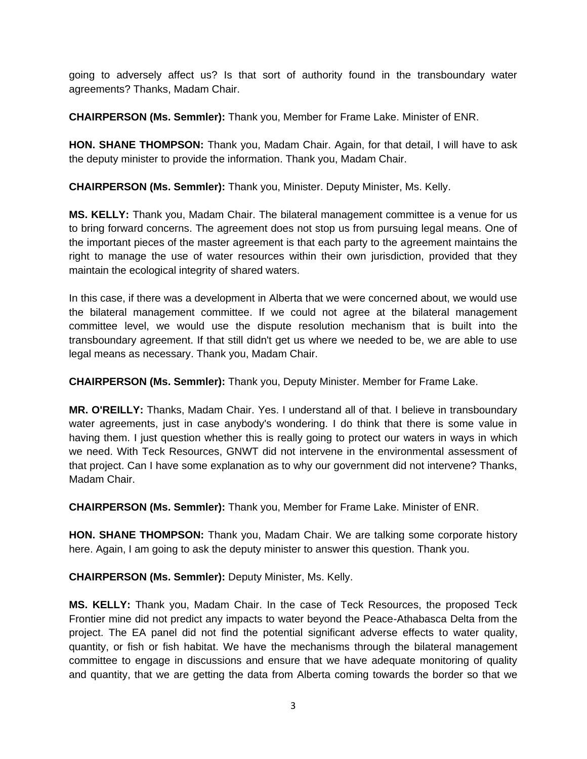going to adversely affect us? Is that sort of authority found in the transboundary water agreements? Thanks, Madam Chair.

**CHAIRPERSON (Ms. Semmler):** Thank you, Member for Frame Lake. Minister of ENR.

**HON. SHANE THOMPSON:** Thank you, Madam Chair. Again, for that detail, I will have to ask the deputy minister to provide the information. Thank you, Madam Chair.

**CHAIRPERSON (Ms. Semmler):** Thank you, Minister. Deputy Minister, Ms. Kelly.

**MS. KELLY:** Thank you, Madam Chair. The bilateral management committee is a venue for us to bring forward concerns. The agreement does not stop us from pursuing legal means. One of the important pieces of the master agreement is that each party to the agreement maintains the right to manage the use of water resources within their own jurisdiction, provided that they maintain the ecological integrity of shared waters.

In this case, if there was a development in Alberta that we were concerned about, we would use the bilateral management committee. If we could not agree at the bilateral management committee level, we would use the dispute resolution mechanism that is built into the transboundary agreement. If that still didn't get us where we needed to be, we are able to use legal means as necessary. Thank you, Madam Chair.

**CHAIRPERSON (Ms. Semmler):** Thank you, Deputy Minister. Member for Frame Lake.

**MR. O'REILLY:** Thanks, Madam Chair. Yes. I understand all of that. I believe in transboundary water agreements, just in case anybody's wondering. I do think that there is some value in having them. I just question whether this is really going to protect our waters in ways in which we need. With Teck Resources, GNWT did not intervene in the environmental assessment of that project. Can I have some explanation as to why our government did not intervene? Thanks, Madam Chair.

**CHAIRPERSON (Ms. Semmler):** Thank you, Member for Frame Lake. Minister of ENR.

**HON. SHANE THOMPSON:** Thank you, Madam Chair. We are talking some corporate history here. Again, I am going to ask the deputy minister to answer this question. Thank you.

**CHAIRPERSON (Ms. Semmler):** Deputy Minister, Ms. Kelly.

**MS. KELLY:** Thank you, Madam Chair. In the case of Teck Resources, the proposed Teck Frontier mine did not predict any impacts to water beyond the Peace-Athabasca Delta from the project. The EA panel did not find the potential significant adverse effects to water quality, quantity, or fish or fish habitat. We have the mechanisms through the bilateral management committee to engage in discussions and ensure that we have adequate monitoring of quality and quantity, that we are getting the data from Alberta coming towards the border so that we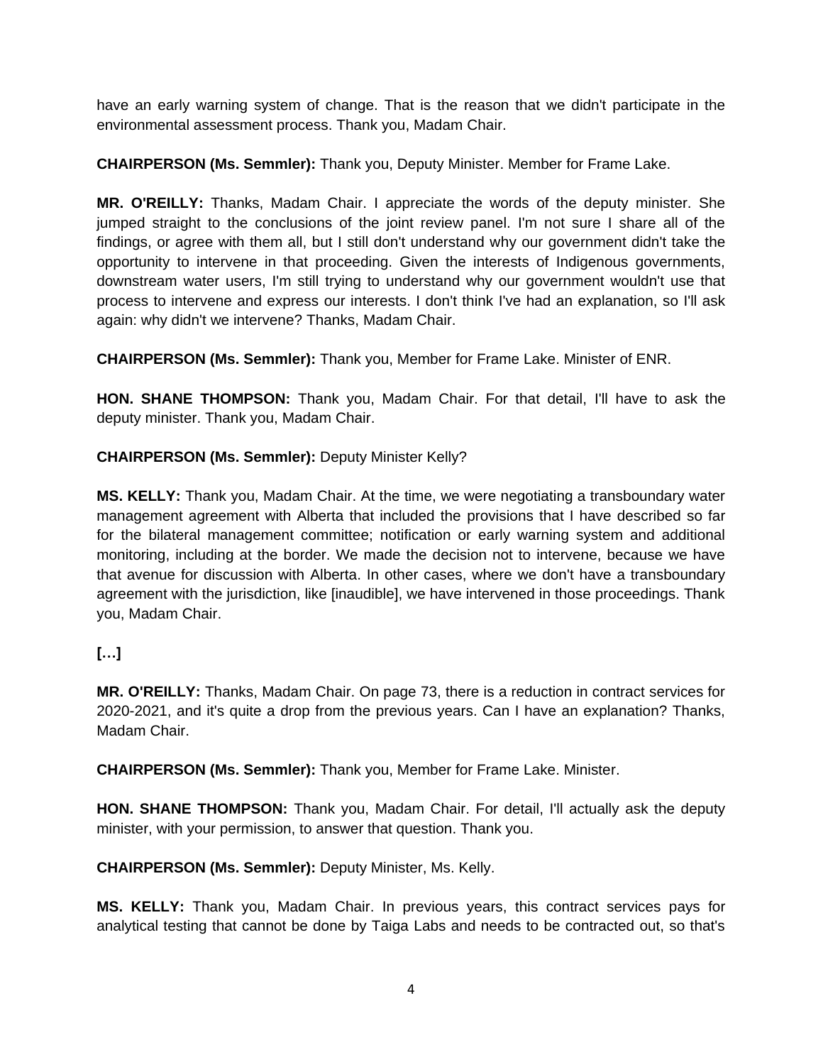have an early warning system of change. That is the reason that we didn't participate in the environmental assessment process. Thank you, Madam Chair.

**CHAIRPERSON (Ms. Semmler):** Thank you, Deputy Minister. Member for Frame Lake.

**MR. O'REILLY:** Thanks, Madam Chair. I appreciate the words of the deputy minister. She jumped straight to the conclusions of the joint review panel. I'm not sure I share all of the findings, or agree with them all, but I still don't understand why our government didn't take the opportunity to intervene in that proceeding. Given the interests of Indigenous governments, downstream water users, I'm still trying to understand why our government wouldn't use that process to intervene and express our interests. I don't think I've had an explanation, so I'll ask again: why didn't we intervene? Thanks, Madam Chair.

**CHAIRPERSON (Ms. Semmler):** Thank you, Member for Frame Lake. Minister of ENR.

**HON. SHANE THOMPSON:** Thank you, Madam Chair. For that detail, I'll have to ask the deputy minister. Thank you, Madam Chair.

**CHAIRPERSON (Ms. Semmler):** Deputy Minister Kelly?

**MS. KELLY:** Thank you, Madam Chair. At the time, we were negotiating a transboundary water management agreement with Alberta that included the provisions that I have described so far for the bilateral management committee; notification or early warning system and additional monitoring, including at the border. We made the decision not to intervene, because we have that avenue for discussion with Alberta. In other cases, where we don't have a transboundary agreement with the jurisdiction, like [inaudible], we have intervened in those proceedings. Thank you, Madam Chair.

**[…]**

**MR. O'REILLY:** Thanks, Madam Chair. On page 73, there is a reduction in contract services for 2020-2021, and it's quite a drop from the previous years. Can I have an explanation? Thanks, Madam Chair.

**CHAIRPERSON (Ms. Semmler):** Thank you, Member for Frame Lake. Minister.

**HON. SHANE THOMPSON:** Thank you, Madam Chair. For detail, I'll actually ask the deputy minister, with your permission, to answer that question. Thank you.

**CHAIRPERSON (Ms. Semmler):** Deputy Minister, Ms. Kelly.

**MS. KELLY:** Thank you, Madam Chair. In previous years, this contract services pays for analytical testing that cannot be done by Taiga Labs and needs to be contracted out, so that's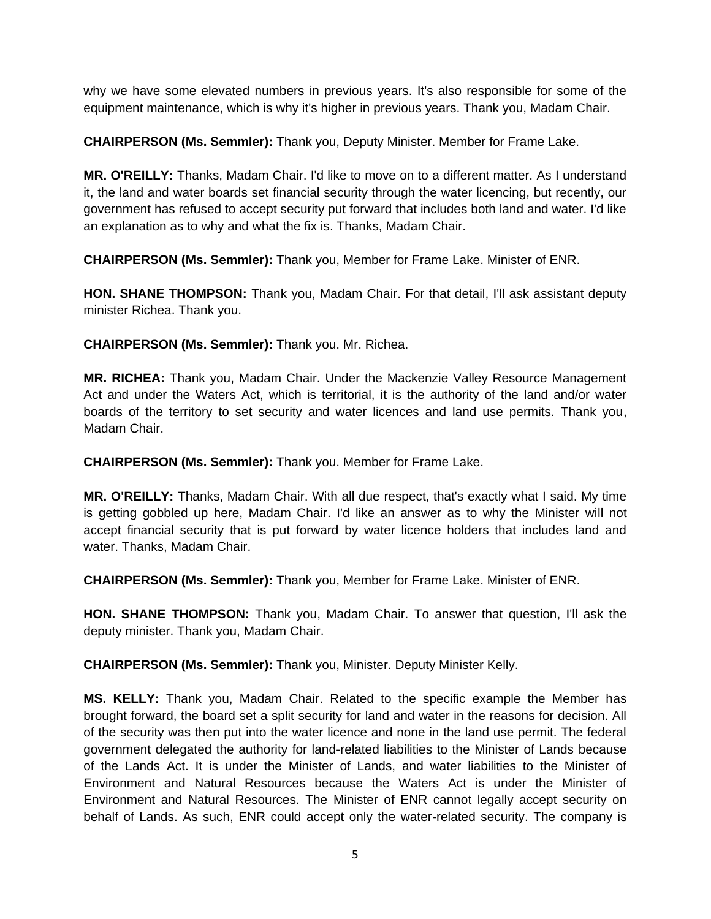why we have some elevated numbers in previous years. It's also responsible for some of the equipment maintenance, which is why it's higher in previous years. Thank you, Madam Chair.

**CHAIRPERSON (Ms. Semmler):** Thank you, Deputy Minister. Member for Frame Lake.

**MR. O'REILLY:** Thanks, Madam Chair. I'd like to move on to a different matter. As I understand it, the land and water boards set financial security through the water licencing, but recently, our government has refused to accept security put forward that includes both land and water. I'd like an explanation as to why and what the fix is. Thanks, Madam Chair.

**CHAIRPERSON (Ms. Semmler):** Thank you, Member for Frame Lake. Minister of ENR.

**HON. SHANE THOMPSON:** Thank you, Madam Chair. For that detail, I'll ask assistant deputy minister Richea. Thank you.

**CHAIRPERSON (Ms. Semmler):** Thank you. Mr. Richea.

**MR. RICHEA:** Thank you, Madam Chair. Under the Mackenzie Valley Resource Management Act and under the Waters Act, which is territorial, it is the authority of the land and/or water boards of the territory to set security and water licences and land use permits. Thank you, Madam Chair.

**CHAIRPERSON (Ms. Semmler):** Thank you. Member for Frame Lake.

**MR. O'REILLY:** Thanks, Madam Chair. With all due respect, that's exactly what I said. My time is getting gobbled up here, Madam Chair. I'd like an answer as to why the Minister will not accept financial security that is put forward by water licence holders that includes land and water. Thanks, Madam Chair.

**CHAIRPERSON (Ms. Semmler):** Thank you, Member for Frame Lake. Minister of ENR.

**HON. SHANE THOMPSON:** Thank you, Madam Chair. To answer that question, I'll ask the deputy minister. Thank you, Madam Chair.

**CHAIRPERSON (Ms. Semmler):** Thank you, Minister. Deputy Minister Kelly.

**MS. KELLY:** Thank you, Madam Chair. Related to the specific example the Member has brought forward, the board set a split security for land and water in the reasons for decision. All of the security was then put into the water licence and none in the land use permit. The federal government delegated the authority for land-related liabilities to the Minister of Lands because of the Lands Act. It is under the Minister of Lands, and water liabilities to the Minister of Environment and Natural Resources because the Waters Act is under the Minister of Environment and Natural Resources. The Minister of ENR cannot legally accept security on behalf of Lands. As such, ENR could accept only the water-related security. The company is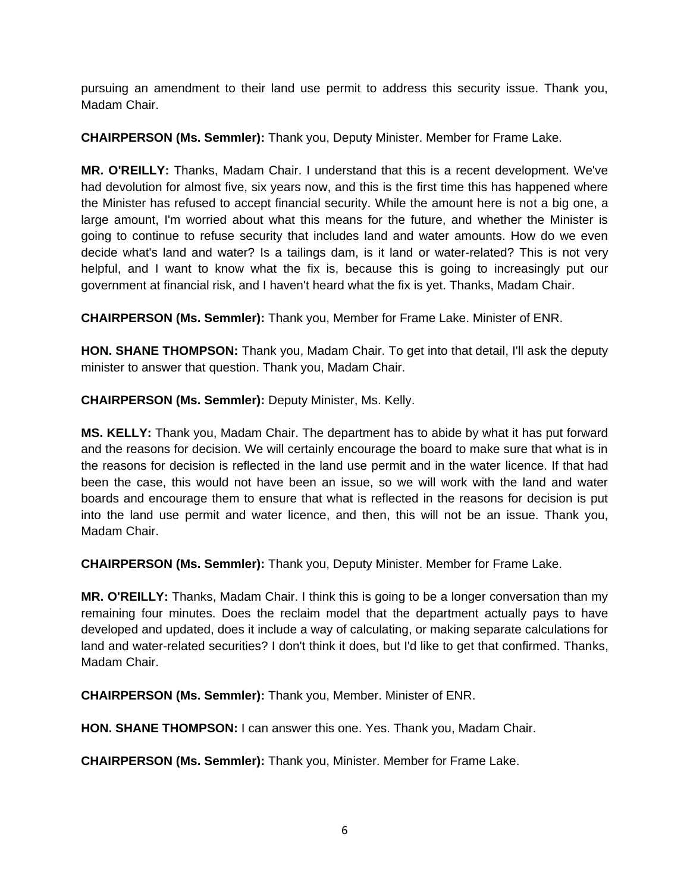pursuing an amendment to their land use permit to address this security issue. Thank you, Madam Chair.

**CHAIRPERSON (Ms. Semmler):** Thank you, Deputy Minister. Member for Frame Lake.

**MR. O'REILLY:** Thanks, Madam Chair. I understand that this is a recent development. We've had devolution for almost five, six years now, and this is the first time this has happened where the Minister has refused to accept financial security. While the amount here is not a big one, a large amount, I'm worried about what this means for the future, and whether the Minister is going to continue to refuse security that includes land and water amounts. How do we even decide what's land and water? Is a tailings dam, is it land or water-related? This is not very helpful, and I want to know what the fix is, because this is going to increasingly put our government at financial risk, and I haven't heard what the fix is yet. Thanks, Madam Chair.

**CHAIRPERSON (Ms. Semmler):** Thank you, Member for Frame Lake. Minister of ENR.

**HON. SHANE THOMPSON:** Thank you, Madam Chair. To get into that detail, I'll ask the deputy minister to answer that question. Thank you, Madam Chair.

**CHAIRPERSON (Ms. Semmler):** Deputy Minister, Ms. Kelly.

**MS. KELLY:** Thank you, Madam Chair. The department has to abide by what it has put forward and the reasons for decision. We will certainly encourage the board to make sure that what is in the reasons for decision is reflected in the land use permit and in the water licence. If that had been the case, this would not have been an issue, so we will work with the land and water boards and encourage them to ensure that what is reflected in the reasons for decision is put into the land use permit and water licence, and then, this will not be an issue. Thank you, Madam Chair.

**CHAIRPERSON (Ms. Semmler):** Thank you, Deputy Minister. Member for Frame Lake.

**MR. O'REILLY:** Thanks, Madam Chair. I think this is going to be a longer conversation than my remaining four minutes. Does the reclaim model that the department actually pays to have developed and updated, does it include a way of calculating, or making separate calculations for land and water-related securities? I don't think it does, but I'd like to get that confirmed. Thanks, Madam Chair.

**CHAIRPERSON (Ms. Semmler):** Thank you, Member. Minister of ENR.

**HON. SHANE THOMPSON:** I can answer this one. Yes. Thank you, Madam Chair.

**CHAIRPERSON (Ms. Semmler):** Thank you, Minister. Member for Frame Lake.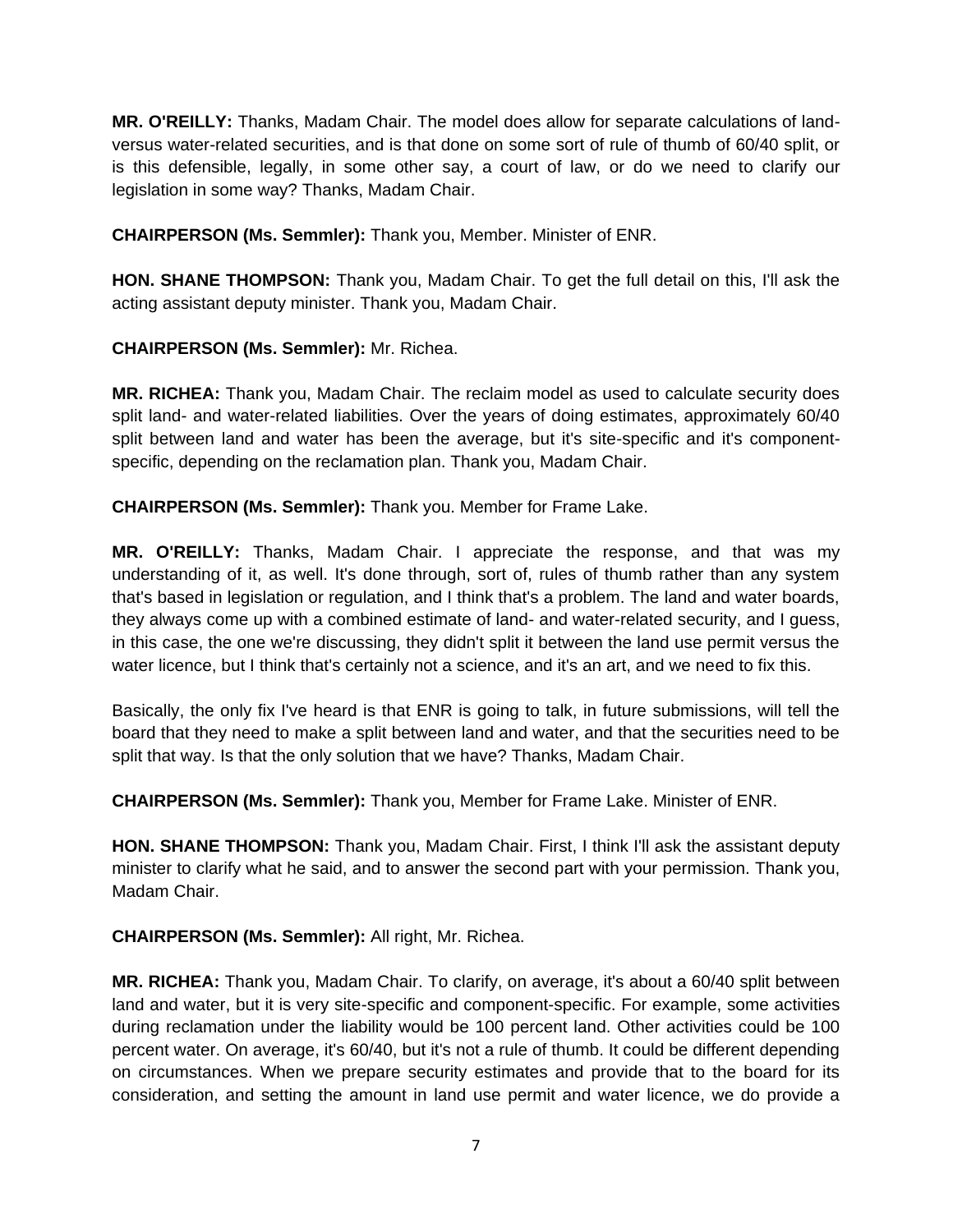**MR. O'REILLY:** Thanks, Madam Chair. The model does allow for separate calculations of land- versus water-related securities, and is that done on some sort of rule of thumb of 60/40 split, or is this defensible, legally, in some other say, a court of law, or do we need to clarify our legislation in some way? Thanks, Madam Chair.

**CHAIRPERSON (Ms. Semmler):** Thank you, Member. Minister of ENR.

**HON. SHANE THOMPSON:** Thank you, Madam Chair. To get the full detail on this, I'll ask the acting assistant deputy minister. Thank you, Madam Chair.

**CHAIRPERSON (Ms. Semmler):** Mr. Richea.

**MR. RICHEA:** Thank you, Madam Chair. The reclaim model as used to calculate security does split land- and water-related liabilities. Over the years of doing estimates, approximately 60/40 split between land and water has been the average, but it's site-specific and it's component-specific, depending on the reclamation plan. Thank you, Madam Chair.

**CHAIRPERSON (Ms. Semmler):** Thank you. Member for Frame Lake.

**MR. O'REILLY:** Thanks, Madam Chair. I appreciate the response, and that was my understanding of it, as well. It's done through, sort of, rules of thumb rather than any system that's based in legislation or regulation, and I think that's a problem. The land and water boards, they always come up with a combined estimate of land- and water-related security, and I guess, in this case, the one we're discussing, they didn't split it between the land use permit versus the water licence, but I think that's certainly not a science, and it's an art, and we need to fix this.

Basically, the only fix I've heard is that ENR is going to talk, in future submissions, will tell the board that they need to make a split between land and water, and that the securities need to be split that way. Is that the only solution that we have? Thanks, Madam Chair.

**CHAIRPERSON (Ms. Semmler):** Thank you, Member for Frame Lake. Minister of ENR.

**HON. SHANE THOMPSON:** Thank you, Madam Chair. First, I think I'll ask the assistant deputy minister to clarify what he said, and to answer the second part with your permission. Thank you, Madam Chair.

**CHAIRPERSON (Ms. Semmler):** All right, Mr. Richea.

**MR. RICHEA:** Thank you, Madam Chair. To clarify, on average, it's about a 60/40 split between land and water, but it is very site-specific and component-specific. For example, some activities during reclamation under the liability would be 100 percent land. Other activities could be 100 percent water. On average, it's 60/40, but it's not a rule of thumb. It could be different depending on circumstances. When we prepare security estimates and provide that to the board for its consideration, and setting the amount in land use permit and water licence, we do provide a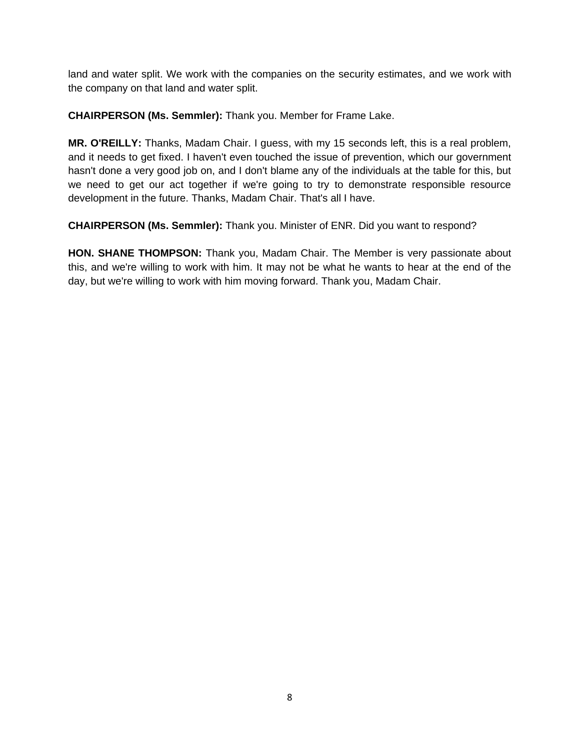land and water split. We work with the companies on the security estimates, and we work with the company on that land and water split.

**CHAIRPERSON (Ms. Semmler):** Thank you. Member for Frame Lake.

**MR. O'REILLY:** Thanks, Madam Chair. I guess, with my 15 seconds left, this is a real problem, and it needs to get fixed. I haven't even touched the issue of prevention, which our government hasn't done a very good job on, and I don't blame any of the individuals at the table for this, but we need to get our act together if we're going to try to demonstrate responsible resource development in the future. Thanks, Madam Chair. That's all I have.

**CHAIRPERSON (Ms. Semmler):** Thank you. Minister of ENR. Did you want to respond?

**HON. SHANE THOMPSON:** Thank you, Madam Chair. The Member is very passionate about this, and we're willing to work with him. It may not be what he wants to hear at the end of the day, but we're willing to work with him moving forward. Thank you, Madam Chair.